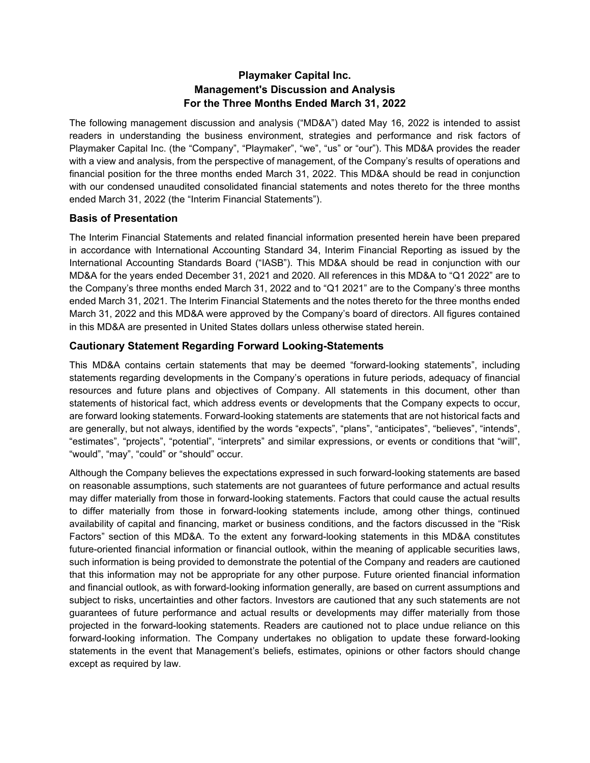# Playmaker Capital Inc.
# Management's Discussion and Analysis
# For the Three Months Ended March 31, 2022

The following management discussion and analysis ("MD&A") dated May 16, 2022 is intended to assist readers in understanding the business environment, strategies and performance and risk factors of Playmaker Capital Inc. (the "Company", "Playmaker", "we", "us" or "our"). This MD&A provides the reader with a view and analysis, from the perspective of management, of the Company's results of operations and financial position for the three months ended March 31, 2022. This MD&A should be read in conjunction with our condensed unaudited consolidated financial statements and notes thereto for the three months ended March 31, 2022 (the "Interim Financial Statements").

## Basis of Presentation

The Interim Financial Statements and related financial information presented herein have been prepared in accordance with International Accounting Standard 34, Interim Financial Reporting as issued by the International Accounting Standards Board ("IASB"). This MD&A should be read in conjunction with our MD&A for the years ended December 31, 2021 and 2020. All references in this MD&A to "Q1 2022" are to the Company's three months ended March 31, 2022 and to "Q1 2021" are to the Company's three months ended March 31, 2021. The Interim Financial Statements and the notes thereto for the three months ended March 31, 2022 and this MD&A were approved by the Company's board of directors. All figures contained in this MD&A are presented in United States dollars unless otherwise stated herein.

## Cautionary Statement Regarding Forward Looking-Statements

This MD&A contains certain statements that may be deemed "forward-looking statements", including statements regarding developments in the Company's operations in future periods, adequacy of financial resources and future plans and objectives of Company. All statements in this document, other than statements of historical fact, which address events or developments that the Company expects to occur, are forward looking statements. Forward-looking statements are statements that are not historical facts and are generally, but not always, identified by the words "expects", "plans", "anticipates", "believes", "intends", "estimates", "projects", "potential", "interprets" and similar expressions, or events or conditions that "will", "would", "may", "could" or "should" occur.

Although the Company believes the expectations expressed in such forward-looking statements are based on reasonable assumptions, such statements are not guarantees of future performance and actual results may differ materially from those in forward-looking statements. Factors that could cause the actual results to differ materially from those in forward-looking statements include, among other things, continued availability of capital and financing, market or business conditions, and the factors discussed in the "Risk Factors" section of this MD&A. To the extent any forward-looking statements in this MD&A constitutes future-oriented financial information or financial outlook, within the meaning of applicable securities laws, such information is being provided to demonstrate the potential of the Company and readers are cautioned that this information may not be appropriate for any other purpose. Future oriented financial information and financial outlook, as with forward-looking information generally, are based on current assumptions and subject to risks, uncertainties and other factors. Investors are cautioned that any such statements are not guarantees of future performance and actual results or developments may differ materially from those projected in the forward-looking statements. Readers are cautioned not to place undue reliance on this forward-looking information. The Company undertakes no obligation to update these forward-looking statements in the event that Management's beliefs, estimates, opinions or other factors should change except as required by law.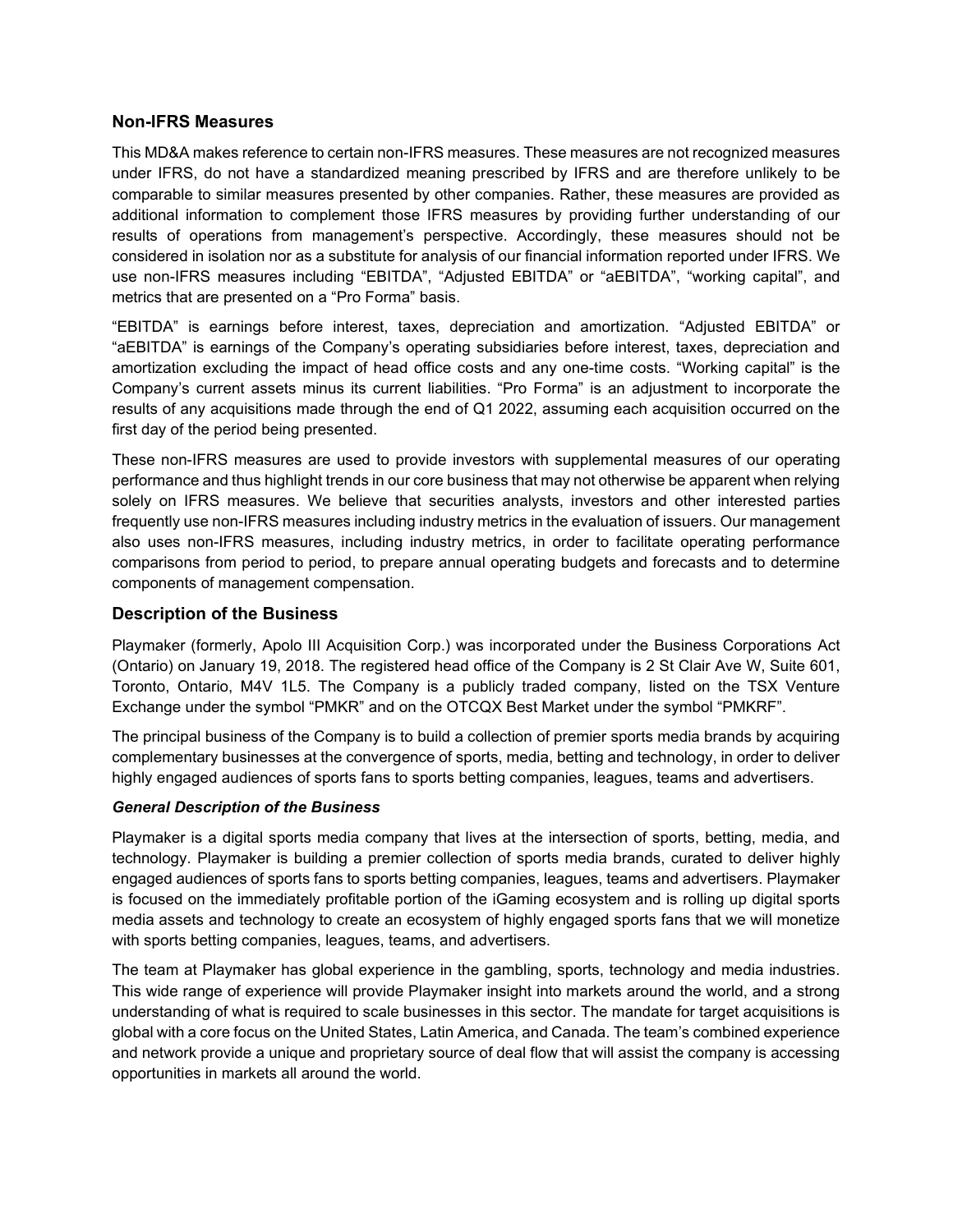## Non-IFRS Measures

This MD&A makes reference to certain non-IFRS measures. These measures are not recognized measures under IFRS, do not have a standardized meaning prescribed by IFRS and are therefore unlikely to be comparable to similar measures presented by other companies. Rather, these measures are provided as additional information to complement those IFRS measures by providing further understanding of our results of operations from management's perspective. Accordingly, these measures should not be considered in isolation nor as a substitute for analysis of our financial information reported under IFRS. We use non-IFRS measures including "EBITDA", "Adjusted EBITDA" or "aEBITDA", "working capital", and metrics that are presented on a "Pro Forma" basis.

"EBITDA" is earnings before interest, taxes, depreciation and amortization. "Adjusted EBITDA" or "aEBITDA" is earnings of the Company's operating subsidiaries before interest, taxes, depreciation and amortization excluding the impact of head office costs and any one-time costs. "Working capital" is the Company's current assets minus its current liabilities. "Pro Forma" is an adjustment to incorporate the results of any acquisitions made through the end of Q1 2022, assuming each acquisition occurred on the first day of the period being presented.

These non-IFRS measures are used to provide investors with supplemental measures of our operating performance and thus highlight trends in our core business that may not otherwise be apparent when relying solely on IFRS measures. We believe that securities analysts, investors and other interested parties frequently use non-IFRS measures including industry metrics in the evaluation of issuers. Our management also uses non-IFRS measures, including industry metrics, in order to facilitate operating performance comparisons from period to period, to prepare annual operating budgets and forecasts and to determine components of management compensation.

## Description of the Business

Playmaker (formerly, Apolo III Acquisition Corp.) was incorporated under the Business Corporations Act (Ontario) on January 19, 2018. The registered head office of the Company is 2 St Clair Ave W, Suite 601, Toronto, Ontario, M4V 1L5. The Company is a publicly traded company, listed on the TSX Venture Exchange under the symbol "PMKR" and on the OTCQX Best Market under the symbol "PMKRF".

The principal business of the Company is to build a collection of premier sports media brands by acquiring complementary businesses at the convergence of sports, media, betting and technology, in order to deliver highly engaged audiences of sports fans to sports betting companies, leagues, teams and advertisers.

### *General Description of the Business*

Playmaker is a digital sports media company that lives at the intersection of sports, betting, media, and technology. Playmaker is building a premier collection of sports media brands, curated to deliver highly engaged audiences of sports fans to sports betting companies, leagues, teams and advertisers. Playmaker is focused on the immediately profitable portion of the iGaming ecosystem and is rolling up digital sports media assets and technology to create an ecosystem of highly engaged sports fans that we will monetize with sports betting companies, leagues, teams, and advertisers.

The team at Playmaker has global experience in the gambling, sports, technology and media industries. This wide range of experience will provide Playmaker insight into markets around the world, and a strong understanding of what is required to scale businesses in this sector. The mandate for target acquisitions is global with a core focus on the United States, Latin America, and Canada. The team's combined experience and network provide a unique and proprietary source of deal flow that will assist the company is accessing opportunities in markets all around the world.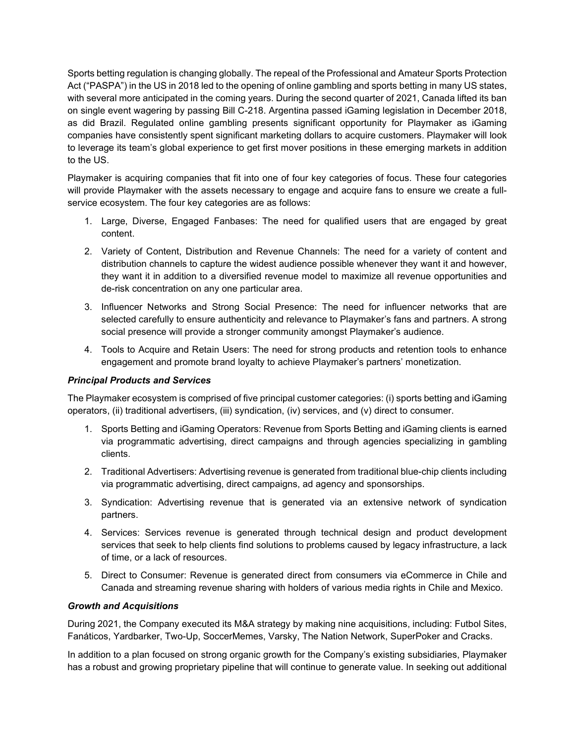Sports betting regulation is changing globally. The repeal of the Professional and Amateur Sports Protection Act ("PASPA") in the US in 2018 led to the opening of online gambling and sports betting in many US states, with several more anticipated in the coming years. During the second quarter of 2021, Canada lifted its ban on single event wagering by passing Bill C-218. Argentina passed iGaming legislation in December 2018, as did Brazil. Regulated online gambling presents significant opportunity for Playmaker as iGaming companies have consistently spent significant marketing dollars to acquire customers. Playmaker will look to leverage its team's global experience to get first mover positions in these emerging markets in addition to the US.

Playmaker is acquiring companies that fit into one of four key categories of focus. These four categories will provide Playmaker with the assets necessary to engage and acquire fans to ensure we create a full-service ecosystem. The four key categories are as follows:

1. Large, Diverse, Engaged Fanbases: The need for qualified users that are engaged by great content.
2. Variety of Content, Distribution and Revenue Channels: The need for a variety of content and distribution channels to capture the widest audience possible whenever they want it and however, they want it in addition to a diversified revenue model to maximize all revenue opportunities and de-risk concentration on any one particular area.
3. Influencer Networks and Strong Social Presence: The need for influencer networks that are selected carefully to ensure authenticity and relevance to Playmaker's fans and partners. A strong social presence will provide a stronger community amongst Playmaker's audience.
4. Tools to Acquire and Retain Users: The need for strong products and retention tools to enhance engagement and promote brand loyalty to achieve Playmaker's partners' monetization.

***Principal Products and Services***

The Playmaker ecosystem is comprised of five principal customer categories: (i) sports betting and iGaming operators, (ii) traditional advertisers, (iii) syndication, (iv) services, and (v) direct to consumer.

1. Sports Betting and iGaming Operators: Revenue from Sports Betting and iGaming clients is earned via programmatic advertising, direct campaigns and through agencies specializing in gambling clients.
2. Traditional Advertisers: Advertising revenue is generated from traditional blue-chip clients including via programmatic advertising, direct campaigns, ad agency and sponsorships.
3. Syndication: Advertising revenue that is generated via an extensive network of syndication partners.
4. Services: Services revenue is generated through technical design and product development services that seek to help clients find solutions to problems caused by legacy infrastructure, a lack of time, or a lack of resources.
5. Direct to Consumer: Revenue is generated direct from consumers via eCommerce in Chile and Canada and streaming revenue sharing with holders of various media rights in Chile and Mexico.

***Growth and Acquisitions***

During 2021, the Company executed its M&A strategy by making nine acquisitions, including: Futbol Sites, Fanáticos, Yardbarker, Two-Up, SoccerMemes, Varsky, The Nation Network, SuperPoker and Cracks.

In addition to a plan focused on strong organic growth for the Company's existing subsidiaries, Playmaker has a robust and growing proprietary pipeline that will continue to generate value. In seeking out additional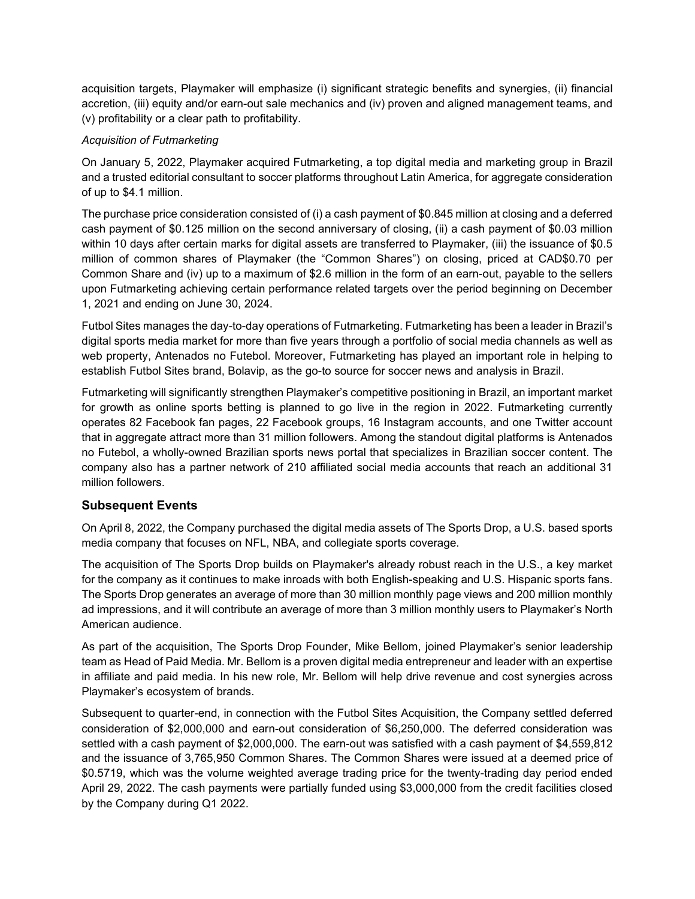acquisition targets, Playmaker will emphasize (i) significant strategic benefits and synergies, (ii) financial accretion, (iii) equity and/or earn-out sale mechanics and (iv) proven and aligned management teams, and (v) profitability or a clear path to profitability.

*Acquisition of Futmarketing*

On January 5, 2022, Playmaker acquired Futmarketing, a top digital media and marketing group in Brazil and a trusted editorial consultant to soccer platforms throughout Latin America, for aggregate consideration of up to $4.1 million.

The purchase price consideration consisted of (i) a cash payment of $0.845 million at closing and a deferred cash payment of $0.125 million on the second anniversary of closing, (ii) a cash payment of $0.03 million within 10 days after certain marks for digital assets are transferred to Playmaker, (iii) the issuance of $0.5 million of common shares of Playmaker (the "Common Shares") on closing, priced at CAD$0.70 per Common Share and (iv) up to a maximum of $2.6 million in the form of an earn-out, payable to the sellers upon Futmarketing achieving certain performance related targets over the period beginning on December 1, 2021 and ending on June 30, 2024.

Futbol Sites manages the day-to-day operations of Futmarketing. Futmarketing has been a leader in Brazil's digital sports media market for more than five years through a portfolio of social media channels as well as web property, Antenados no Futebol. Moreover, Futmarketing has played an important role in helping to establish Futbol Sites brand, Bolavip, as the go-to source for soccer news and analysis in Brazil.

Futmarketing will significantly strengthen Playmaker's competitive positioning in Brazil, an important market for growth as online sports betting is planned to go live in the region in 2022. Futmarketing currently operates 82 Facebook fan pages, 22 Facebook groups, 16 Instagram accounts, and one Twitter account that in aggregate attract more than 31 million followers. Among the standout digital platforms is Antenados no Futebol, a wholly-owned Brazilian sports news portal that specializes in Brazilian soccer content. The company also has a partner network of 210 affiliated social media accounts that reach an additional 31 million followers.

## Subsequent Events

On April 8, 2022, the Company purchased the digital media assets of The Sports Drop, a U.S. based sports media company that focuses on NFL, NBA, and collegiate sports coverage.

The acquisition of The Sports Drop builds on Playmaker's already robust reach in the U.S., a key market for the company as it continues to make inroads with both English-speaking and U.S. Hispanic sports fans. The Sports Drop generates an average of more than 30 million monthly page views and 200 million monthly ad impressions, and it will contribute an average of more than 3 million monthly users to Playmaker's North American audience.

As part of the acquisition, The Sports Drop Founder, Mike Bellom, joined Playmaker's senior leadership team as Head of Paid Media. Mr. Bellom is a proven digital media entrepreneur and leader with an expertise in affiliate and paid media. In his new role, Mr. Bellom will help drive revenue and cost synergies across Playmaker's ecosystem of brands.

Subsequent to quarter-end, in connection with the Futbol Sites Acquisition, the Company settled deferred consideration of $2,000,000 and earn-out consideration of $6,250,000. The deferred consideration was settled with a cash payment of $2,000,000. The earn-out was satisfied with a cash payment of $4,559,812 and the issuance of 3,765,950 Common Shares. The Common Shares were issued at a deemed price of $0.5719, which was the volume weighted average trading price for the twenty-trading day period ended April 29, 2022. The cash payments were partially funded using $3,000,000 from the credit facilities closed by the Company during Q1 2022.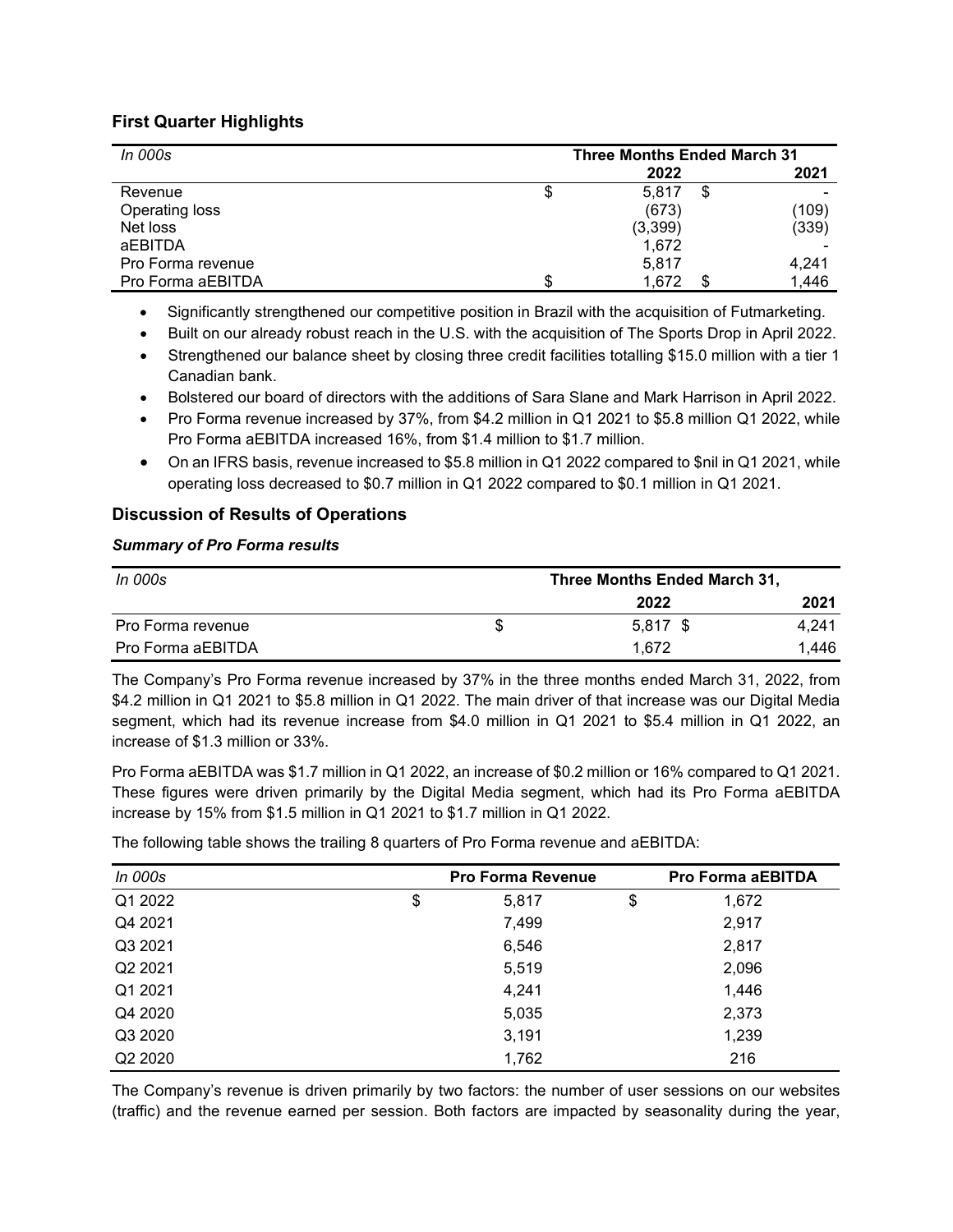### First Quarter Highlights

| *In 000s* | Three Months Ended March 31 | |
|---|---|---|
| | **2022** | **2021** |
| Revenue | $ 5,817 | $ - |
| Operating loss | (673) | (109) |
| Net loss | (3,399) | (339) |
| aEBITDA | 1,672 | - |
| Pro Forma revenue | 5,817 | 4,241 |
| Pro Forma aEBITDA | $ 1,672 | $ 1,446 |

- Significantly strengthened our competitive position in Brazil with the acquisition of Futmarketing.
- Built on our already robust reach in the U.S. with the acquisition of The Sports Drop in April 2022.
- Strengthened our balance sheet by closing three credit facilities totalling $15.0 million with a tier 1 Canadian bank.
- Bolstered our board of directors with the additions of Sara Slane and Mark Harrison in April 2022.
- Pro Forma revenue increased by 37%, from $4.2 million in Q1 2021 to $5.8 million Q1 2022, while Pro Forma aEBITDA increased 16%, from $1.4 million to $1.7 million.
- On an IFRS basis, revenue increased to $5.8 million in Q1 2022 compared to $nil in Q1 2021, while operating loss decreased to $0.7 million in Q1 2022 compared to $0.1 million in Q1 2021.

### Discussion of Results of Operations

***Summary of Pro Forma results***

| *In 000s* | Three Months Ended March 31, | |
|---|---|---|
| | **2022** | **2021** |
| Pro Forma revenue | $ 5,817 | $ 4,241 |
| Pro Forma aEBITDA | 1,672 | 1,446 |

The Company's Pro Forma revenue increased by 37% in the three months ended March 31, 2022, from $4.2 million in Q1 2021 to $5.8 million in Q1 2022. The main driver of that increase was our Digital Media segment, which had its revenue increase from $4.0 million in Q1 2021 to $5.4 million in Q1 2022, an increase of $1.3 million or 33%.

Pro Forma aEBITDA was $1.7 million in Q1 2022, an increase of $0.2 million or 16% compared to Q1 2021. These figures were driven primarily by the Digital Media segment, which had its Pro Forma aEBITDA increase by 15% from $1.5 million in Q1 2021 to $1.7 million in Q1 2022.

The following table shows the trailing 8 quarters of Pro Forma revenue and aEBITDA:

| *In 000s* | Pro Forma Revenue | Pro Forma aEBITDA |
|---|---|---|
| Q1 2022 | $ 5,817 | $ 1,672 |
| Q4 2021 | 7,499 | 2,917 |
| Q3 2021 | 6,546 | 2,817 |
| Q2 2021 | 5,519 | 2,096 |
| Q1 2021 | 4,241 | 1,446 |
| Q4 2020 | 5,035 | 2,373 |
| Q3 2020 | 3,191 | 1,239 |
| Q2 2020 | 1,762 | 216 |

The Company's revenue is driven primarily by two factors: the number of user sessions on our websites (traffic) and the revenue earned per session. Both factors are impacted by seasonality during the year,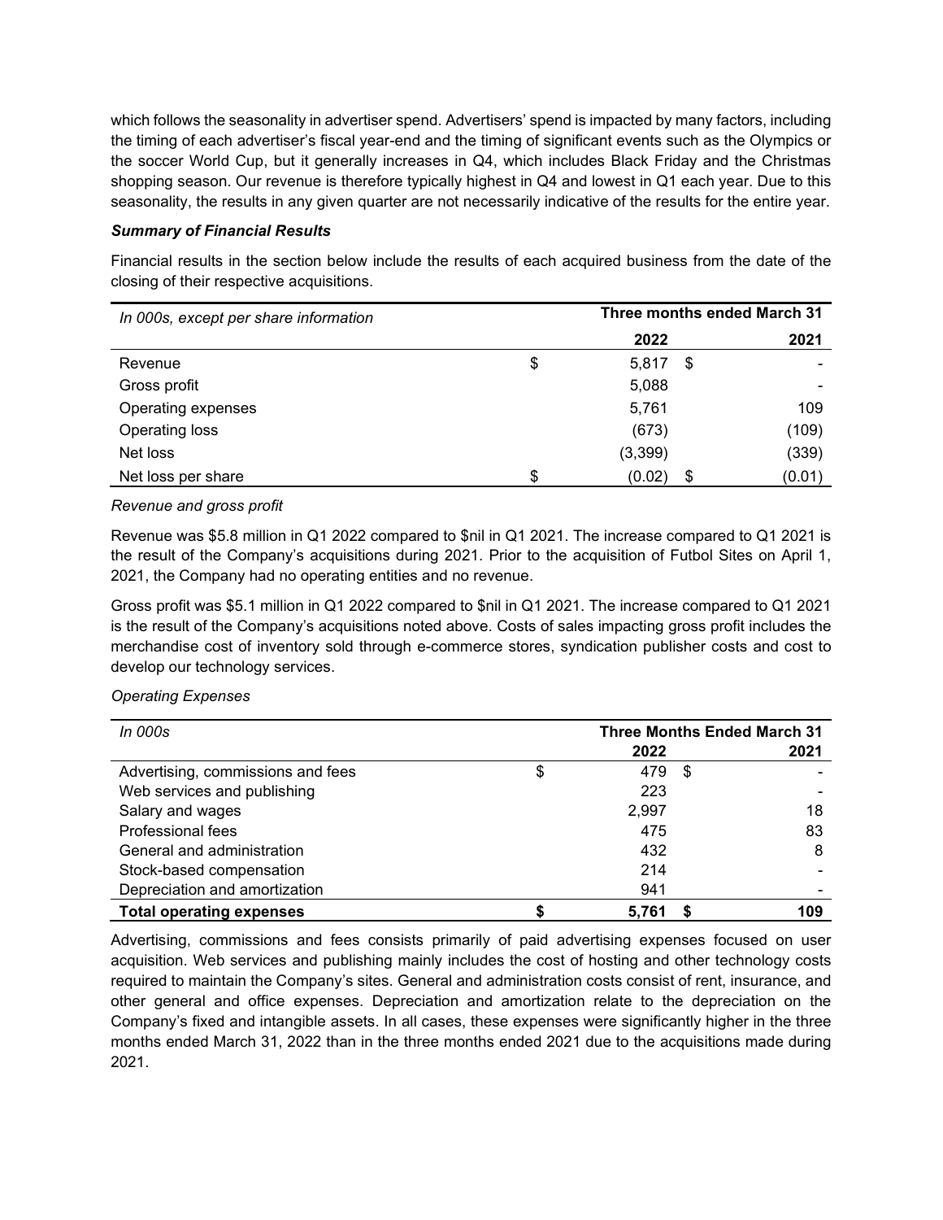which follows the seasonality in advertiser spend. Advertisers' spend is impacted by many factors, including the timing of each advertiser's fiscal year-end and the timing of significant events such as the Olympics or the soccer World Cup, but it generally increases in Q4, which includes Black Friday and the Christmas shopping season. Our revenue is therefore typically highest in Q4 and lowest in Q1 each year. Due to this seasonality, the results in any given quarter are not necessarily indicative of the results for the entire year.

***Summary of Financial Results***

Financial results in the section below include the results of each acquired business from the date of the closing of their respective acquisitions.

| *In 000s, except per share information* | Three months ended March 31 | |
|---|---|---|
| | **2022** | **2021** |
| Revenue | $ 5,817 | $ - |
| Gross profit | 5,088 | - |
| Operating expenses | 5,761 | 109 |
| Operating loss | (673) | (109) |
| Net loss | (3,399) | (339) |
| Net loss per share | $ (0.02) | $ (0.01) |

*Revenue and gross profit*

Revenue was $5.8 million in Q1 2022 compared to $nil in Q1 2021. The increase compared to Q1 2021 is the result of the Company's acquisitions during 2021. Prior to the acquisition of Futbol Sites on April 1, 2021, the Company had no operating entities and no revenue.

Gross profit was $5.1 million in Q1 2022 compared to $nil in Q1 2021. The increase compared to Q1 2021 is the result of the Company's acquisitions noted above. Costs of sales impacting gross profit includes the merchandise cost of inventory sold through e-commerce stores, syndication publisher costs and cost to develop our technology services.

*Operating Expenses*

| *In 000s* | **Three Months Ended March 31** | |
|---|---|---|
| | **2022** | **2021** |
| Advertising, commissions and fees | $ 479 | $ - |
| Web services and publishing | 223 | - |
| Salary and wages | 2,997 | 18 |
| Professional fees | 475 | 83 |
| General and administration | 432 | 8 |
| Stock-based compensation | 214 | - |
| Depreciation and amortization | 941 | - |
| **Total operating expenses** | **$ 5,761** | **$ 109** |

Advertising, commissions and fees consists primarily of paid advertising expenses focused on user acquisition. Web services and publishing mainly includes the cost of hosting and other technology costs required to maintain the Company's sites. General and administration costs consist of rent, insurance, and other general and office expenses. Depreciation and amortization relate to the depreciation on the Company's fixed and intangible assets. In all cases, these expenses were significantly higher in the three months ended March 31, 2022 than in the three months ended 2021 due to the acquisitions made during 2021.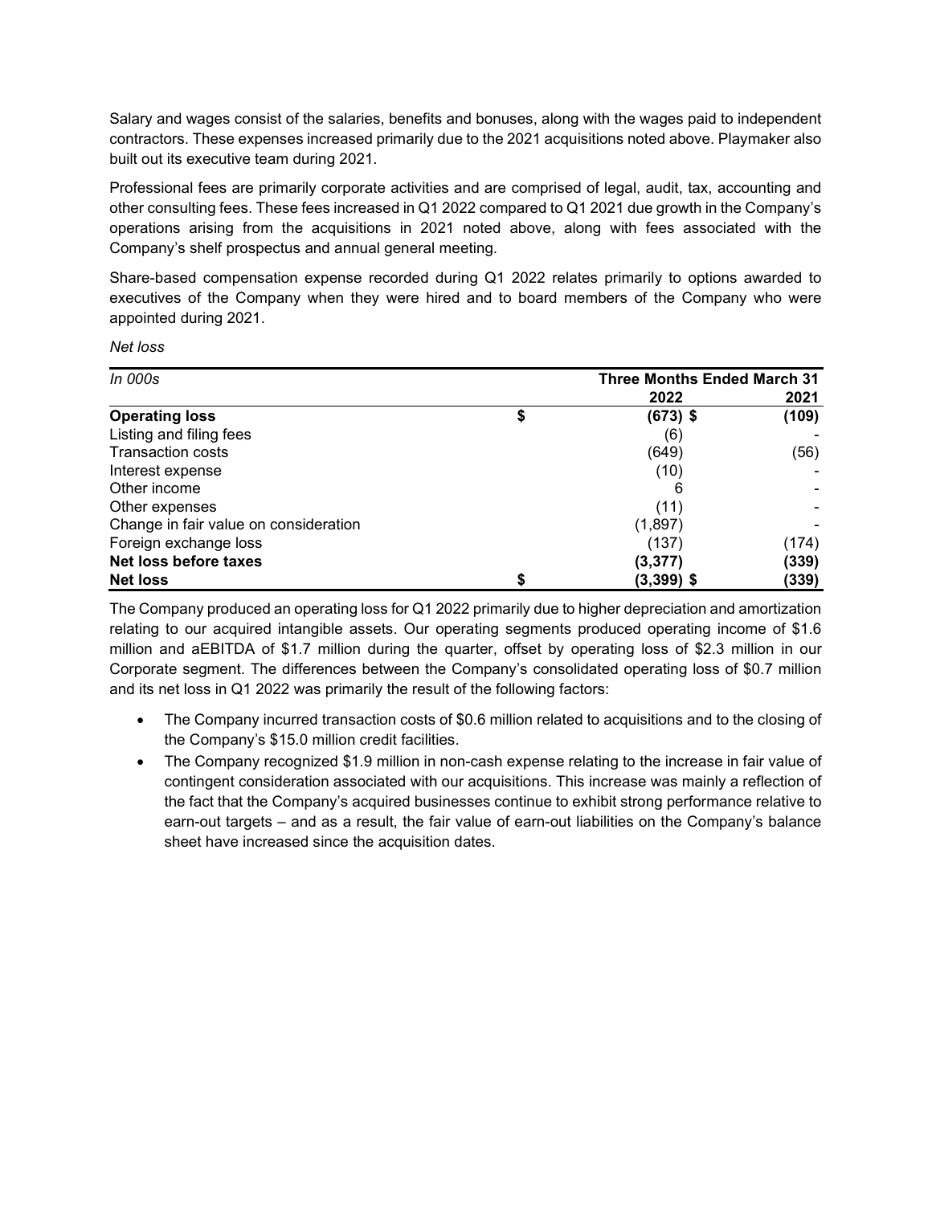Salary and wages consist of the salaries, benefits and bonuses, along with the wages paid to independent contractors. These expenses increased primarily due to the 2021 acquisitions noted above. Playmaker also built out its executive team during 2021.

Professional fees are primarily corporate activities and are comprised of legal, audit, tax, accounting and other consulting fees. These fees increased in Q1 2022 compared to Q1 2021 due growth in the Company's operations arising from the acquisitions in 2021 noted above, along with fees associated with the Company's shelf prospectus and annual general meeting.

Share-based compensation expense recorded during Q1 2022 relates primarily to options awarded to executives of the Company when they were hired and to board members of the Company who were appointed during 2021.

*Net loss*

| *In 000s* | Three Months Ended March 31 | |
|---|---|---|
| | **2022** | **2021** |
| **Operating loss** | **$ (673)** | **$ (109)** |
| Listing and filing fees | (6) | - |
| Transaction costs | (649) | (56) |
| Interest expense | (10) | - |
| Other income | 6 | - |
| Other expenses | (11) | - |
| Change in fair value on consideration | (1,897) | - |
| Foreign exchange loss | (137) | (174) |
| **Net loss before taxes** | **(3,377)** | **(339)** |
| **Net loss** | **$ (3,399)** | **$ (339)** |

The Company produced an operating loss for Q1 2022 primarily due to higher depreciation and amortization relating to our acquired intangible assets. Our operating segments produced operating income of $1.6 million and aEBITDA of $1.7 million during the quarter, offset by operating loss of $2.3 million in our Corporate segment. The differences between the Company's consolidated operating loss of $0.7 million and its net loss in Q1 2022 was primarily the result of the following factors:

- The Company incurred transaction costs of $0.6 million related to acquisitions and to the closing of the Company's $15.0 million credit facilities.
- The Company recognized $1.9 million in non-cash expense relating to the increase in fair value of contingent consideration associated with our acquisitions. This increase was mainly a reflection of the fact that the Company's acquired businesses continue to exhibit strong performance relative to earn-out targets – and as a result, the fair value of earn-out liabilities on the Company's balance sheet have increased since the acquisition dates.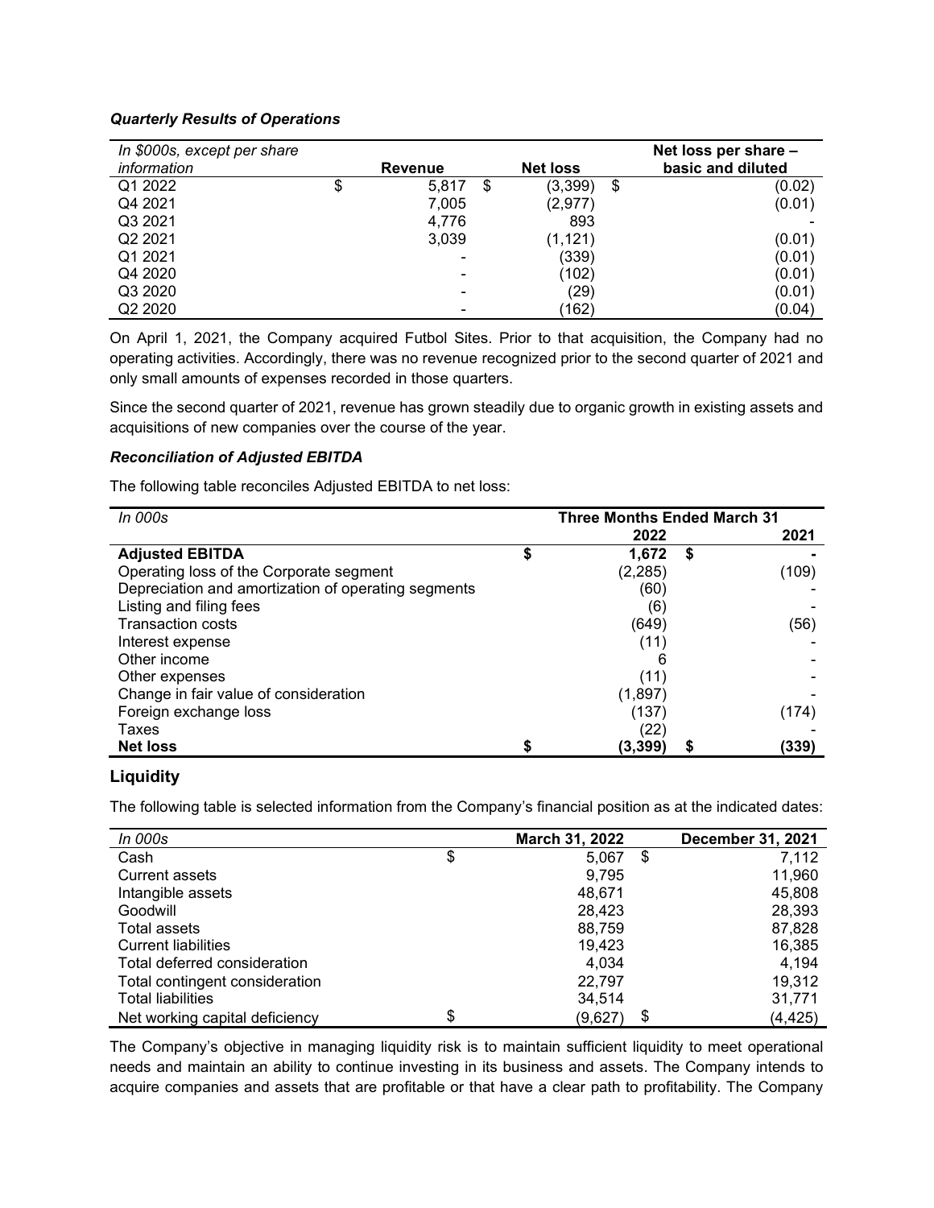***Quarterly Results of Operations***

| *In $000s, except per share information* | Revenue | Net loss | Net loss per share – basic and diluted |
|---|---|---|---|
| Q1 2022 | $ 5,817 | $ (3,399) | $ (0.02) |
| Q4 2021 | 7,005 | (2,977) | (0.01) |
| Q3 2021 | 4,776 | 893 | - |
| Q2 2021 | 3,039 | (1,121) | (0.01) |
| Q1 2021 | - | (339) | (0.01) |
| Q4 2020 | - | (102) | (0.01) |
| Q3 2020 | - | (29) | (0.01) |
| Q2 2020 | - | (162) | (0.04) |

On April 1, 2021, the Company acquired Futbol Sites. Prior to that acquisition, the Company had no operating activities. Accordingly, there was no revenue recognized prior to the second quarter of 2021 and only small amounts of expenses recorded in those quarters.

Since the second quarter of 2021, revenue has grown steadily due to organic growth in existing assets and acquisitions of new companies over the course of the year.

***Reconciliation of Adjusted EBITDA***

The following table reconciles Adjusted EBITDA to net loss:

| *In 000s* | Three Months Ended March 31 | |
|---|---|---|
| | 2022 | 2021 |
| **Adjusted EBITDA** | **$ 1,672** | **$ -** |
| Operating loss of the Corporate segment | (2,285) | (109) |
| Depreciation and amortization of operating segments | (60) | - |
| Listing and filing fees | (6) | - |
| Transaction costs | (649) | (56) |
| Interest expense | (11) | - |
| Other income | 6 | - |
| Other expenses | (11) | - |
| Change in fair value of consideration | (1,897) | - |
| Foreign exchange loss | (137) | (174) |
| Taxes | (22) | - |
| **Net loss** | **$ (3,399)** | **$ (339)** |

## Liquidity

The following table is selected information from the Company's financial position as at the indicated dates:

| *In 000s* | March 31, 2022 | December 31, 2021 |
|---|---|---|
| Cash | $ 5,067 | $ 7,112 |
| Current assets | 9,795 | 11,960 |
| Intangible assets | 48,671 | 45,808 |
| Goodwill | 28,423 | 28,393 |
| Total assets | 88,759 | 87,828 |
| Current liabilities | 19,423 | 16,385 |
| Total deferred consideration | 4,034 | 4,194 |
| Total contingent consideration | 22,797 | 19,312 |
| Total liabilities | 34,514 | 31,771 |
| Net working capital deficiency | $ (9,627) | $ (4,425) |

The Company's objective in managing liquidity risk is to maintain sufficient liquidity to meet operational needs and maintain an ability to continue investing in its business and assets. The Company intends to acquire companies and assets that are profitable or that have a clear path to profitability. The Company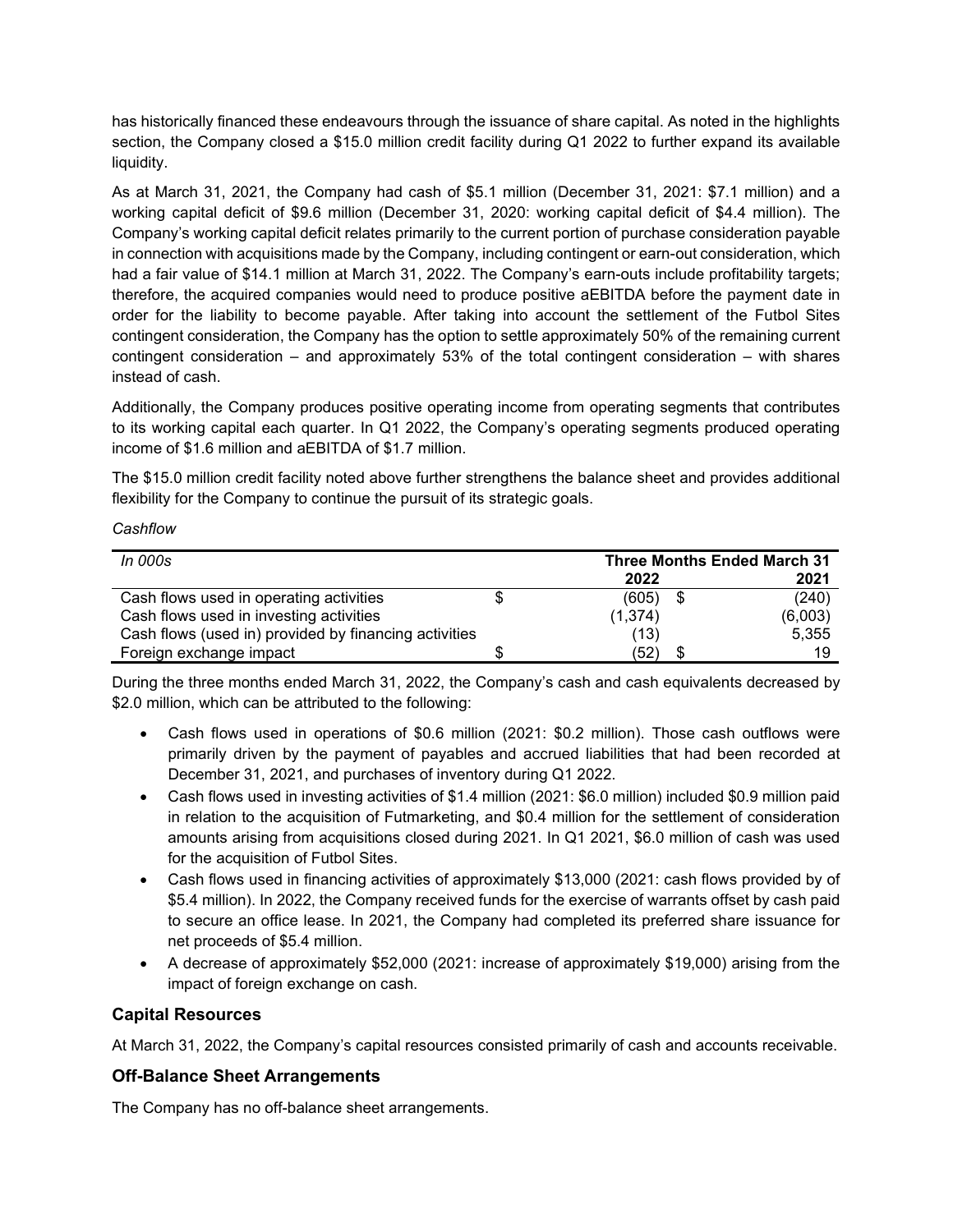has historically financed these endeavours through the issuance of share capital. As noted in the highlights section, the Company closed a $15.0 million credit facility during Q1 2022 to further expand its available liquidity.

As at March 31, 2021, the Company had cash of $5.1 million (December 31, 2021: $7.1 million) and a working capital deficit of $9.6 million (December 31, 2020: working capital deficit of $4.4 million). The Company's working capital deficit relates primarily to the current portion of purchase consideration payable in connection with acquisitions made by the Company, including contingent or earn-out consideration, which had a fair value of $14.1 million at March 31, 2022. The Company's earn-outs include profitability targets; therefore, the acquired companies would need to produce positive aEBITDA before the payment date in order for the liability to become payable. After taking into account the settlement of the Futbol Sites contingent consideration, the Company has the option to settle approximately 50% of the remaining current contingent consideration – and approximately 53% of the total contingent consideration – with shares instead of cash.

Additionally, the Company produces positive operating income from operating segments that contributes to its working capital each quarter. In Q1 2022, the Company's operating segments produced operating income of $1.6 million and aEBITDA of $1.7 million.

The $15.0 million credit facility noted above further strengthens the balance sheet and provides additional flexibility for the Company to continue the pursuit of its strategic goals.

*Cashflow*

| *In 000s* | **Three Months Ended March 31** | |
|---|---|---|
| | **2022** | **2021** |
| Cash flows used in operating activities | $ (605) | $ (240) |
| Cash flows used in investing activities | (1,374) | (6,003) |
| Cash flows (used in) provided by financing activities | (13) | 5,355 |
| Foreign exchange impact | $ (52) | $ 19 |

During the three months ended March 31, 2022, the Company's cash and cash equivalents decreased by $2.0 million, which can be attributed to the following:

- Cash flows used in operations of $0.6 million (2021: $0.2 million). Those cash outflows were primarily driven by the payment of payables and accrued liabilities that had been recorded at December 31, 2021, and purchases of inventory during Q1 2022.
- Cash flows used in investing activities of $1.4 million (2021: $6.0 million) included $0.9 million paid in relation to the acquisition of Futmarketing, and $0.4 million for the settlement of consideration amounts arising from acquisitions closed during 2021. In Q1 2021, $6.0 million of cash was used for the acquisition of Futbol Sites.
- Cash flows used in financing activities of approximately $13,000 (2021: cash flows provided by of $5.4 million). In 2022, the Company received funds for the exercise of warrants offset by cash paid to secure an office lease. In 2021, the Company had completed its preferred share issuance for net proceeds of $5.4 million.
- A decrease of approximately $52,000 (2021: increase of approximately $19,000) arising from the impact of foreign exchange on cash.

## Capital Resources

At March 31, 2022, the Company's capital resources consisted primarily of cash and accounts receivable.

## Off-Balance Sheet Arrangements

The Company has no off-balance sheet arrangements.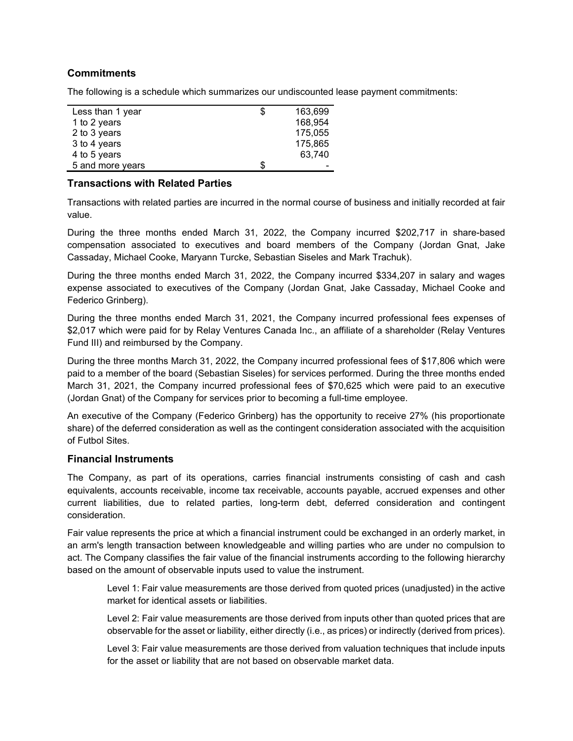## Commitments

The following is a schedule which summarizes our undiscounted lease payment commitments:

| | | |
|---|---|---|
| Less than 1 year | $ | 163,699 |
| 1 to 2 years | | 168,954 |
| 2 to 3 years | | 175,055 |
| 3 to 4 years | | 175,865 |
| 4 to 5 years | | 63,740 |
| 5 and more years | $ | - |

## Transactions with Related Parties

Transactions with related parties are incurred in the normal course of business and initially recorded at fair value.

During the three months ended March 31, 2022, the Company incurred $202,717 in share-based compensation associated to executives and board members of the Company (Jordan Gnat, Jake Cassaday, Michael Cooke, Maryann Turcke, Sebastian Siseles and Mark Trachuk).

During the three months ended March 31, 2022, the Company incurred $334,207 in salary and wages expense associated to executives of the Company (Jordan Gnat, Jake Cassaday, Michael Cooke and Federico Grinberg).

During the three months ended March 31, 2021, the Company incurred professional fees expenses of $2,017 which were paid for by Relay Ventures Canada Inc., an affiliate of a shareholder (Relay Ventures Fund III) and reimbursed by the Company.

During the three months March 31, 2022, the Company incurred professional fees of $17,806 which were paid to a member of the board (Sebastian Siseles) for services performed. During the three months ended March 31, 2021, the Company incurred professional fees of $70,625 which were paid to an executive (Jordan Gnat) of the Company for services prior to becoming a full-time employee.

An executive of the Company (Federico Grinberg) has the opportunity to receive 27% (his proportionate share) of the deferred consideration as well as the contingent consideration associated with the acquisition of Futbol Sites.

## Financial Instruments

The Company, as part of its operations, carries financial instruments consisting of cash and cash equivalents, accounts receivable, income tax receivable, accounts payable, accrued expenses and other current liabilities, due to related parties, long-term debt, deferred consideration and contingent consideration.

Fair value represents the price at which a financial instrument could be exchanged in an orderly market, in an arm's length transaction between knowledgeable and willing parties who are under no compulsion to act. The Company classifies the fair value of the financial instruments according to the following hierarchy based on the amount of observable inputs used to value the instrument.

> Level 1: Fair value measurements are those derived from quoted prices (unadjusted) in the active market for identical assets or liabilities.
>
> Level 2: Fair value measurements are those derived from inputs other than quoted prices that are observable for the asset or liability, either directly (i.e., as prices) or indirectly (derived from prices).
>
> Level 3: Fair value measurements are those derived from valuation techniques that include inputs for the asset or liability that are not based on observable market data.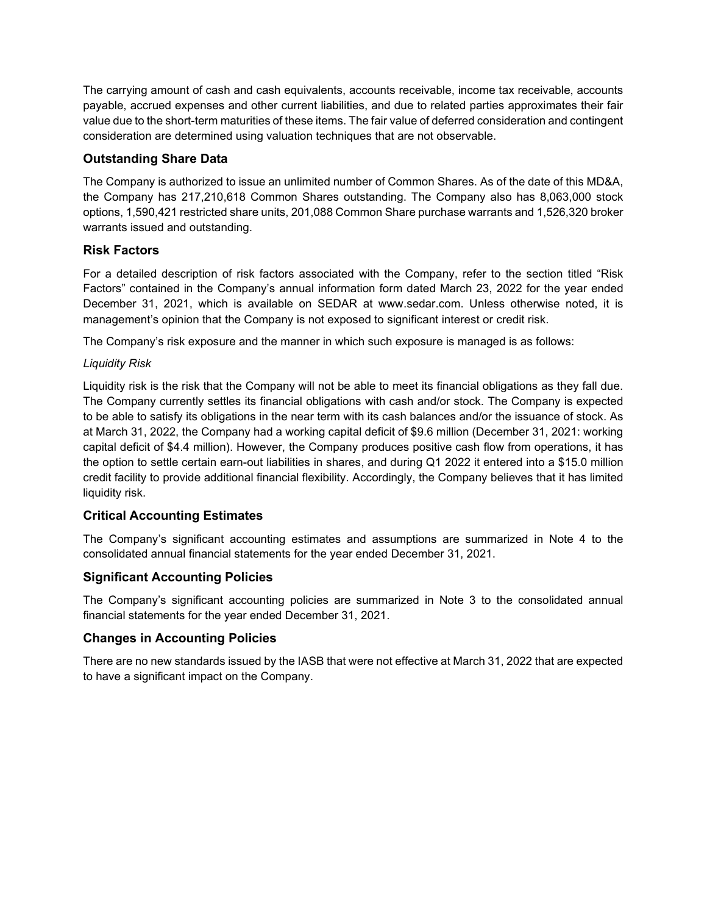The carrying amount of cash and cash equivalents, accounts receivable, income tax receivable, accounts payable, accrued expenses and other current liabilities, and due to related parties approximates their fair value due to the short-term maturities of these items. The fair value of deferred consideration and contingent consideration are determined using valuation techniques that are not observable.

## Outstanding Share Data

The Company is authorized to issue an unlimited number of Common Shares. As of the date of this MD&A, the Company has 217,210,618 Common Shares outstanding. The Company also has 8,063,000 stock options, 1,590,421 restricted share units, 201,088 Common Share purchase warrants and 1,526,320 broker warrants issued and outstanding.

## Risk Factors

For a detailed description of risk factors associated with the Company, refer to the section titled "Risk Factors" contained in the Company's annual information form dated March 23, 2022 for the year ended December 31, 2021, which is available on SEDAR at www.sedar.com. Unless otherwise noted, it is management's opinion that the Company is not exposed to significant interest or credit risk.

The Company's risk exposure and the manner in which such exposure is managed is as follows:

*Liquidity Risk*

Liquidity risk is the risk that the Company will not be able to meet its financial obligations as they fall due. The Company currently settles its financial obligations with cash and/or stock. The Company is expected to be able to satisfy its obligations in the near term with its cash balances and/or the issuance of stock. As at March 31, 2022, the Company had a working capital deficit of $9.6 million (December 31, 2021: working capital deficit of $4.4 million). However, the Company produces positive cash flow from operations, it has the option to settle certain earn-out liabilities in shares, and during Q1 2022 it entered into a $15.0 million credit facility to provide additional financial flexibility. Accordingly, the Company believes that it has limited liquidity risk.

## Critical Accounting Estimates

The Company's significant accounting estimates and assumptions are summarized in Note 4 to the consolidated annual financial statements for the year ended December 31, 2021.

## Significant Accounting Policies

The Company's significant accounting policies are summarized in Note 3 to the consolidated annual financial statements for the year ended December 31, 2021.

## Changes in Accounting Policies

There are no new standards issued by the IASB that were not effective at March 31, 2022 that are expected to have a significant impact on the Company.